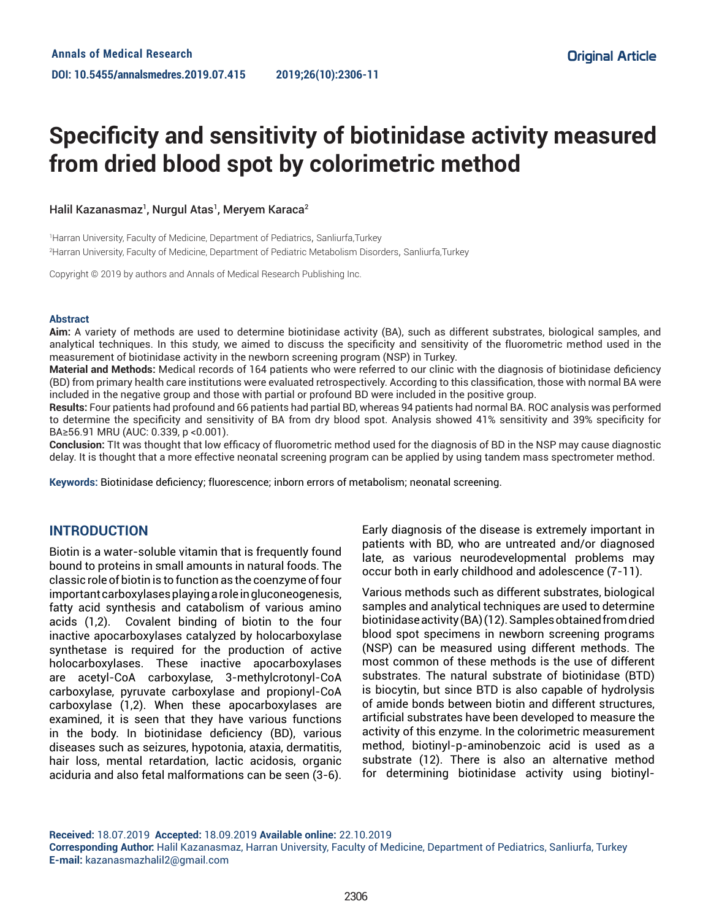Annals of Medical Research

DOI: 10.5455/annalsmedres.2019.07.415

Original Article

# Specificity and sensitivity of biotinidase activity measured from dried blood spot by colorimetric method

Halil Kazanasmaz[1], Nurgul Atas[1], Meryem Karaca[2]

[1]Harran University, Faculty of Medicine, Department of Pediatrics, Sanliurfa,Turkey
[2]Harran University, Faculty of Medicine, Department of Pediatric Metabolism Disorders, Sanliurfa,Turkey

Copyright © 2019 by authors and Annals of Medical Research Publishing Inc.

### Abstract

**Aim:** A variety of methods are used to determine biotinidase activity (BA), such as different substrates, biological samples, and analytical techniques. In this study, we aimed to discuss the specificity and sensitivity of the fluorometric method used in the measurement of biotinidase activity in the newborn screening program (NSP) in Turkey.

**Material and Methods:** Medical records of 164 patients who were referred to our clinic with the diagnosis of biotinidase deficiency (BD) from primary health care institutions were evaluated retrospectively. According to this classification, those with normal BA were included in the negative group and those with partial or profound BD were included in the positive group.

**Results:** Four patients had profound and 66 patients had partial BD, whereas 94 patients had normal BA. ROC analysis was performed to determine the specificity and sensitivity of BA from dry blood spot. Analysis showed 41% sensitivity and 39% specificity for BA≥56.91 MRU (AUC: 0.339, p <0.001).

**Conclusion:** TIt was thought that low efficacy of fluorometric method used for the diagnosis of BD in the NSP may cause diagnostic delay. It is thought that a more effective neonatal screening program can be applied by using tandem mass spectrometer method.

**Keywords:** Biotinidase deficiency; fluorescence; inborn errors of metabolism; neonatal screening.

## INTRODUCTION

Biotin is a water-soluble vitamin that is frequently found bound to proteins in small amounts in natural foods. The classic role of biotin is to function as the coenzyme of four important carboxylases playing a role in gluconeogenesis, fatty acid synthesis and catabolism of various amino acids (1,2). Covalent binding of biotin to the four inactive apocarboxylases catalyzed by holocarboxylase synthetase is required for the production of active holocarboxylases. These inactive apocarboxylases are acetyl-CoA carboxylase, 3-methylcrotonyl-CoA carboxylase, pyruvate carboxylase and propionyl-CoA carboxylase (1,2). When these apocarboxylases are examined, it is seen that they have various functions in the body. In biotinidase deficiency (BD), various diseases such as seizures, hypotonia, ataxia, dermatitis, hair loss, mental retardation, lactic acidosis, organic aciduria and also fetal malformations can be seen (3-6).

Early diagnosis of the disease is extremely important in patients with BD, who are untreated and/or diagnosed late, as various neurodevelopmental problems may occur both in early childhood and adolescence (7-11).

Various methods such as different substrates, biological samples and analytical techniques are used to determine biotinidase activity (BA) (12). Samples obtained from dried blood spot specimens in newborn screening programs (NSP) can be measured using different methods. The most common of these methods is the use of different substrates. The natural substrate of biotinidase (BTD) is biocytin, but since BTD is also capable of hydrolysis of amide bonds between biotin and different structures, artificial substrates have been developed to measure the activity of this enzyme. In the colorimetric measurement method, biotinyl-p-aminobenzoic acid is used as a substrate (12). There is also an alternative method for determining biotinidase activity using biotinyl-

**Received:** 18.07.2019 **Accepted:** 18.09.2019 **Available online:** 22.10.2019
**Corresponding Author:** Halil Kazanasmaz, Harran University, Faculty of Medicine, Department of Pediatrics, Sanliurfa, Turkey
**E-mail:** kazanasmazhalil2@gmail.com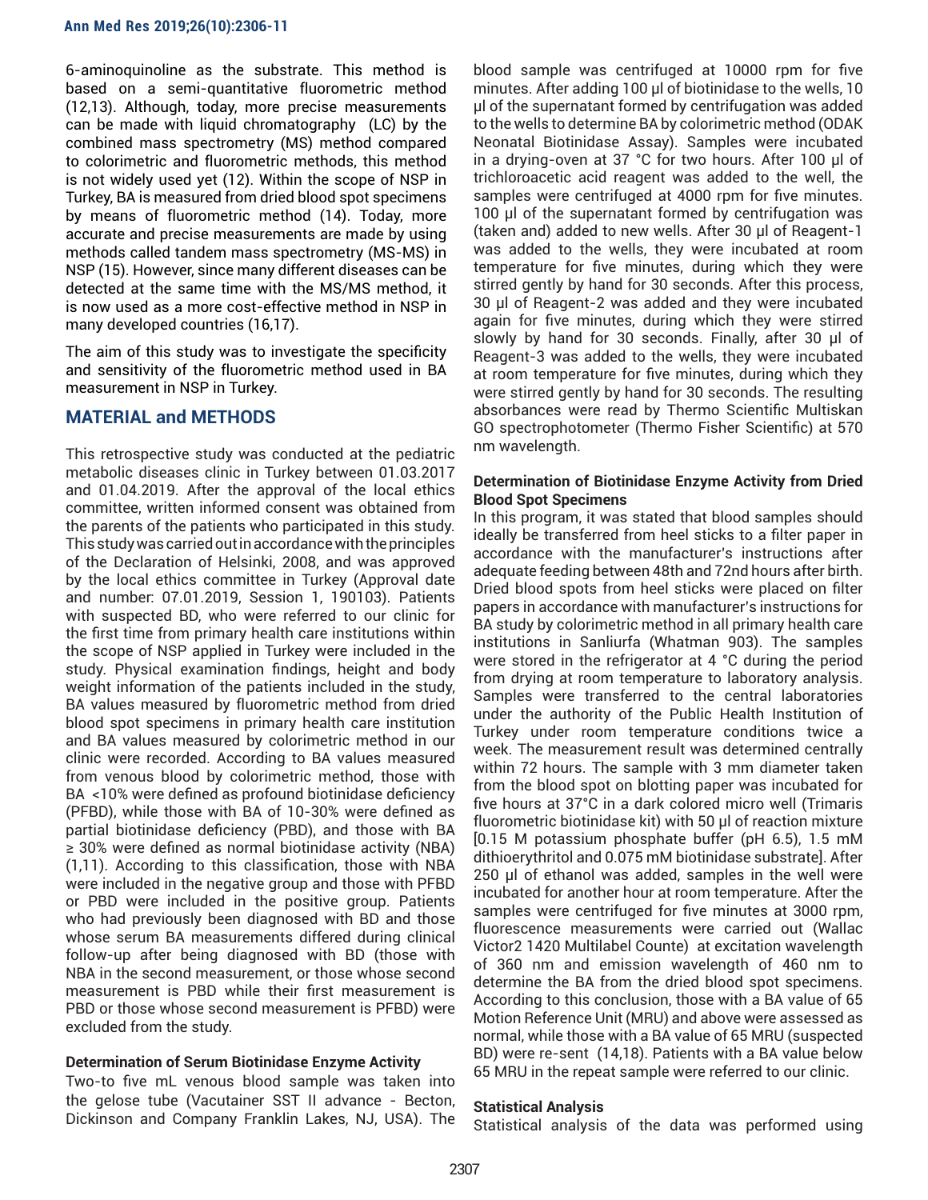6-aminoquinoline as the substrate. This method is based on a semi-quantitative fluorometric method (12,13). Although, today, more precise measurements can be made with liquid chromatography (LC) by the combined mass spectrometry (MS) method compared to colorimetric and fluorometric methods, this method is not widely used yet (12). Within the scope of NSP in Turkey, BA is measured from dried blood spot specimens by means of fluorometric method (14). Today, more accurate and precise measurements are made by using methods called tandem mass spectrometry (MS-MS) in NSP (15). However, since many different diseases can be detected at the same time with the MS/MS method, it is now used as a more cost-effective method in NSP in many developed countries (16,17).

The aim of this study was to investigate the specificity and sensitivity of the fluorometric method used in BA measurement in NSP in Turkey.

## MATERIAL and METHODS

This retrospective study was conducted at the pediatric metabolic diseases clinic in Turkey between 01.03.2017 and 01.04.2019. After the approval of the local ethics committee, written informed consent was obtained from the parents of the patients who participated in this study. This study was carried out in accordance with the principles of the Declaration of Helsinki, 2008, and was approved by the local ethics committee in Turkey (Approval date and number: 07.01.2019, Session 1, 190103). Patients with suspected BD, who were referred to our clinic for the first time from primary health care institutions within the scope of NSP applied in Turkey were included in the study. Physical examination findings, height and body weight information of the patients included in the study, BA values measured by fluorometric method from dried blood spot specimens in primary health care institution and BA values measured by colorimetric method in our clinic were recorded. According to BA values measured from venous blood by colorimetric method, those with BA <10% were defined as profound biotinidase deficiency (PFBD), while those with BA of 10-30% were defined as partial biotinidase deficiency (PBD), and those with BA ≥ 30% were defined as normal biotinidase activity (NBA) (1,11). According to this classification, those with NBA were included in the negative group and those with PFBD or PBD were included in the positive group. Patients who had previously been diagnosed with BD and those whose serum BA measurements differed during clinical follow-up after being diagnosed with BD (those with NBA in the second measurement, or those whose second measurement is PBD while their first measurement is PBD or those whose second measurement is PFBD) were excluded from the study.

### Determination of Serum Biotinidase Enzyme Activity

Two-to five mL venous blood sample was taken into the gelose tube (Vacutainer SST II advance - Becton, Dickinson and Company Franklin Lakes, NJ, USA). The blood sample was centrifuged at 10000 rpm for five minutes. After adding 100 µl of biotinidase to the wells, 10 µl of the supernatant formed by centrifugation was added to the wells to determine BA by colorimetric method (ODAK Neonatal Biotinidase Assay). Samples were incubated in a drying-oven at 37 °C for two hours. After 100 µl of trichloroacetic acid reagent was added to the well, the samples were centrifuged at 4000 rpm for five minutes. 100 µl of the supernatant formed by centrifugation was (taken and) added to new wells. After 30 µl of Reagent-1 was added to the wells, they were incubated at room temperature for five minutes, during which they were stirred gently by hand for 30 seconds. After this process, 30 µl of Reagent-2 was added and they were incubated again for five minutes, during which they were stirred slowly by hand for 30 seconds. Finally, after 30 µl of Reagent-3 was added to the wells, they were incubated at room temperature for five minutes, during which they were stirred gently by hand for 30 seconds. The resulting absorbances were read by Thermo Scientific Multiskan GO spectrophotometer (Thermo Fisher Scientific) at 570 nm wavelength.

### Determination of Biotinidase Enzyme Activity from Dried Blood Spot Specimens

In this program, it was stated that blood samples should ideally be transferred from heel sticks to a filter paper in accordance with the manufacturer's instructions after adequate feeding between 48th and 72nd hours after birth. Dried blood spots from heel sticks were placed on filter papers in accordance with manufacturer's instructions for BA study by colorimetric method in all primary health care institutions in Sanliurfa (Whatman 903). The samples were stored in the refrigerator at 4 °C during the period from drying at room temperature to laboratory analysis. Samples were transferred to the central laboratories under the authority of the Public Health Institution of Turkey under room temperature conditions twice a week. The measurement result was determined centrally within 72 hours. The sample with 3 mm diameter taken from the blood spot on blotting paper was incubated for five hours at 37°C in a dark colored micro well (Trimaris fluorometric biotinidase kit) with 50 µl of reaction mixture [0.15 M potassium phosphate buffer (pH 6.5), 1.5 mM dithioerythritol and 0.075 mM biotinidase substrate]. After 250 µl of ethanol was added, samples in the well were incubated for another hour at room temperature. After the samples were centrifuged for five minutes at 3000 rpm, fluorescence measurements were carried out (Wallac Victor2 1420 Multilabel Counte) at excitation wavelength of 360 nm and emission wavelength of 460 nm to determine the BA from the dried blood spot specimens. According to this conclusion, those with a BA value of 65 Motion Reference Unit (MRU) and above were assessed as normal, while those with a BA value of 65 MRU (suspected BD) were re-sent (14,18). Patients with a BA value below 65 MRU in the repeat sample were referred to our clinic.

### Statistical Analysis

Statistical analysis of the data was performed using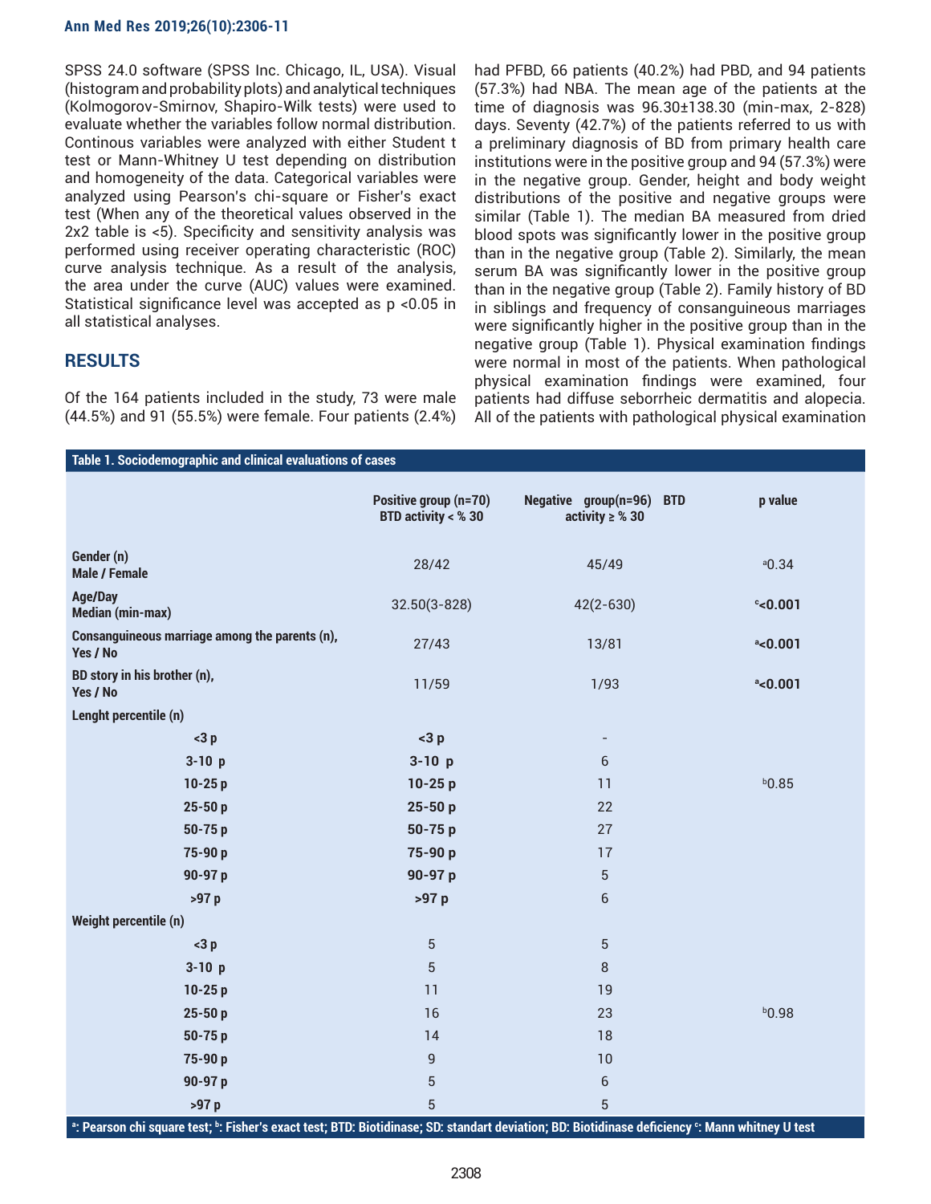SPSS 24.0 software (SPSS Inc. Chicago, IL, USA). Visual (histogram and probability plots) and analytical techniques (Kolmogorov-Smirnov, Shapiro-Wilk tests) were used to evaluate whether the variables follow normal distribution. Continous variables were analyzed with either Student t test or Mann-Whitney U test depending on distribution and homogeneity of the data. Categorical variables were analyzed using Pearson's chi-square or Fisher's exact test (When any of the theoretical values observed in the 2x2 table is <5). Specificity and sensitivity analysis was performed using receiver operating characteristic (ROC) curve analysis technique. As a result of the analysis, the area under the curve (AUC) values were examined. Statistical significance level was accepted as p <0.05 in all statistical analyses.

## RESULTS

Of the 164 patients included in the study, 73 were male (44.5%) and 91 (55.5%) were female. Four patients (2.4%) had PFBD, 66 patients (40.2%) had PBD, and 94 patients (57.3%) had NBA. The mean age of the patients at the time of diagnosis was 96.30±138.30 (min-max, 2-828) days. Seventy (42.7%) of the patients referred to us with a preliminary diagnosis of BD from primary health care institutions were in the positive group and 94 (57.3%) were in the negative group. Gender, height and body weight distributions of the positive and negative groups were similar (Table 1). The median BA measured from dried blood spots was significantly lower in the positive group than in the negative group (Table 2). Similarly, the mean serum BA was significantly lower in the positive group than in the negative group (Table 2). Family history of BD in siblings and frequency of consanguineous marriages were significantly higher in the positive group than in the negative group (Table 1). Physical examination findings were normal in most of the patients. When pathological physical examination findings were examined, four patients had diffuse seborrheic dermatitis and alopecia. All of the patients with pathological physical examination

**Table 1. Sociodemographic and clinical evaluations of cases**

| | Positive group (n=70) BTD activity < % 30 | Negative group(n=96) BTD activity ≥ % 30 | p value |
|---|---|---|---|
| **Gender (n)** **Male / Female** | 28/42 | 45/49 | [a]0.34 |
| **Age/Day** **Median (min-max)** | 32.50(3-828) | 42(2-630) | [c]**<0.001** |
| **Consanguineous marriage among the parents (n), Yes / No** | 27/43 | 13/81 | [a]**<0.001** |
| **BD story in his brother (n), Yes / No** | 11/59 | 1/93 | [a]**<0.001** |
| **Lenght percentile (n)** | | | |
| **<3 p** | **<3 p** | - | |
| **3-10 p** | **3-10 p** | 6 | |
| **10-25 p** | **10-25 p** | 11 | [b]0.85 |
| **25-50 p** | **25-50 p** | 22 | |
| **50-75 p** | **50-75 p** | 27 | |
| **75-90 p** | **75-90 p** | 17 | |
| **90-97 p** | **90-97 p** | 5 | |
| **>97 p** | **>97 p** | 6 | |
| **Weight percentile (n)** | | | |
| **<3 p** | 5 | 5 | |
| **3-10 p** | 5 | 8 | |
| **10-25 p** | 11 | 19 | |
| **25-50 p** | 16 | 23 | [b]0.98 |
| **50-75 p** | 14 | 18 | |
| **75-90 p** | 9 | 10 | |
| **90-97 p** | 5 | 6 | |
| **>97 p** | 5 | 5 | |

[a]: Pearson chi square test; [b]: Fisher's exact test; BTD: Biotidinase; SD: standart deviation; BD: Biotidinase deficiency [c]: Mann whitney U test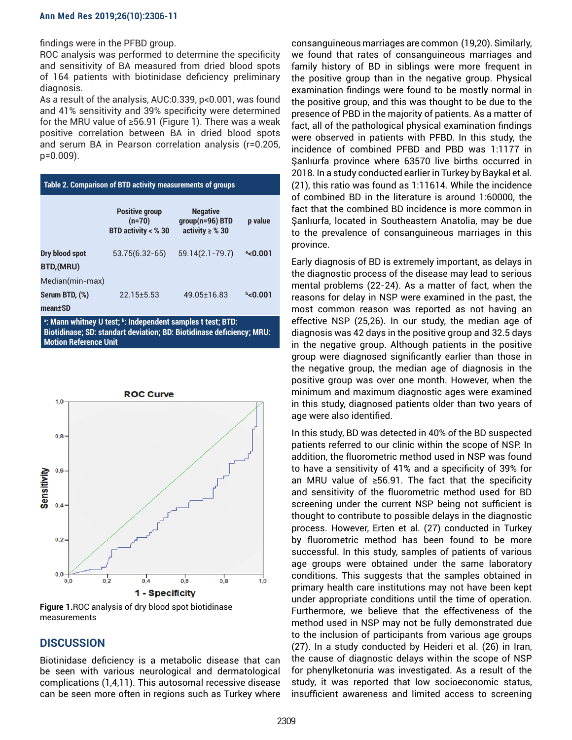findings were in the PFBD group.

ROC analysis was performed to determine the specificity and sensitivity of BA measured from dried blood spots of 164 patients with biotinidase deficiency preliminary diagnosis.

As a result of the analysis, AUC:0.339, p<0.001, was found and 41% sensitivity and 39% specificity were determined for the MRU value of ≥56.91 (Figure 1). There was a weak positive correlation between BA in dried blood spots and serum BA in Pearson correlation analysis (r=0.205, p=0.009).

**Table 2. Comparison of BTD activity measurements of groups**

| | Positive group (n=70) BTD activity < % 30 | Negative group(n=96) BTD activity ≥ % 30 | p value |
|---|---|---|---|
| **Dry blood spot BTD,(MRU)** Median(min-max) | 53.75(6.32-65) | 59.14(2.1-79.7) | [a]<0.001 |
| **Serum BTD, (%) mean±SD** | 22.15±5.53 | 49.05±16.83 | [b]<0.001 |

[a]: Mann whitney U test; [b]: Independent samples t test; BTD: Biotidinase; SD: standart deviation; BD: Biotinidase deficiency; MRU: Motion Reference Unit

**Figure 1.**ROC analysis of dry blood spot biotidinase measurements

## DISCUSSION

Biotinidase deficiency is a metabolic disease that can be seen with various neurological and dermatological complications (1,4,11). This autosomal recessive disease can be seen more often in regions such as Turkey where consanguineous marriages are common (19,20). Similarly, we found that rates of consanguineous marriages and family history of BD in siblings were more frequent in the positive group than in the negative group. Physical examination findings were found to be mostly normal in the positive group, and this was thought to be due to the presence of PBD in the majority of patients. As a matter of fact, all of the pathological physical examination findings were observed in patients with PFBD. In this study, the incidence of combined PFBD and PBD was 1:1177 in Şanlıurfa province where 63570 live births occurred in 2018. In a study conducted earlier in Turkey by Baykal et al. (21), this ratio was found as 1:11614. While the incidence of combined BD in the literature is around 1:60000, the fact that the combined BD incidence is more common in Şanlıurfa, located in Southeastern Anatolia, may be due to the prevalence of consanguineous marriages in this province.

Early diagnosis of BD is extremely important, as delays in the diagnostic process of the disease may lead to serious mental problems (22-24). As a matter of fact, when the reasons for delay in NSP were examined in the past, the most common reason was reported as not having an effective NSP (25,26). In our study, the median age of diagnosis was 42 days in the positive group and 32.5 days in the negative group. Although patients in the positive group were diagnosed significantly earlier than those in the negative group, the median age of diagnosis in the positive group was over one month. However, when the minimum and maximum diagnostic ages were examined in this study, diagnosed patients older than two years of age were also identified.

In this study, BD was detected in 40% of the BD suspected patients referred to our clinic within the scope of NSP. In addition, the fluorometric method used in NSP was found to have a sensitivity of 41% and a specificity of 39% for an MRU value of ≥56.91. The fact that the specificity and sensitivity of the fluorometric method used for BD screening under the current NSP being not sufficient is thought to contribute to possible delays in the diagnostic process. However, Erten et al. (27) conducted in Turkey by fluorometric method has been found to be more successful. In this study, samples of patients of various age groups were obtained under the same laboratory conditions. This suggests that the samples obtained in primary health care institutions may not have been kept under appropriate conditions until the time of operation. Furthermore, we believe that the effectiveness of the method used in NSP may not be fully demonstrated due to the inclusion of participants from various age groups (27). In a study conducted by Heideri et al. (26) in Iran, the cause of diagnostic delays within the scope of NSP for phenylketonuria was investigated. As a result of the study, it was reported that low socioeconomic status, insufficient awareness and limited access to screening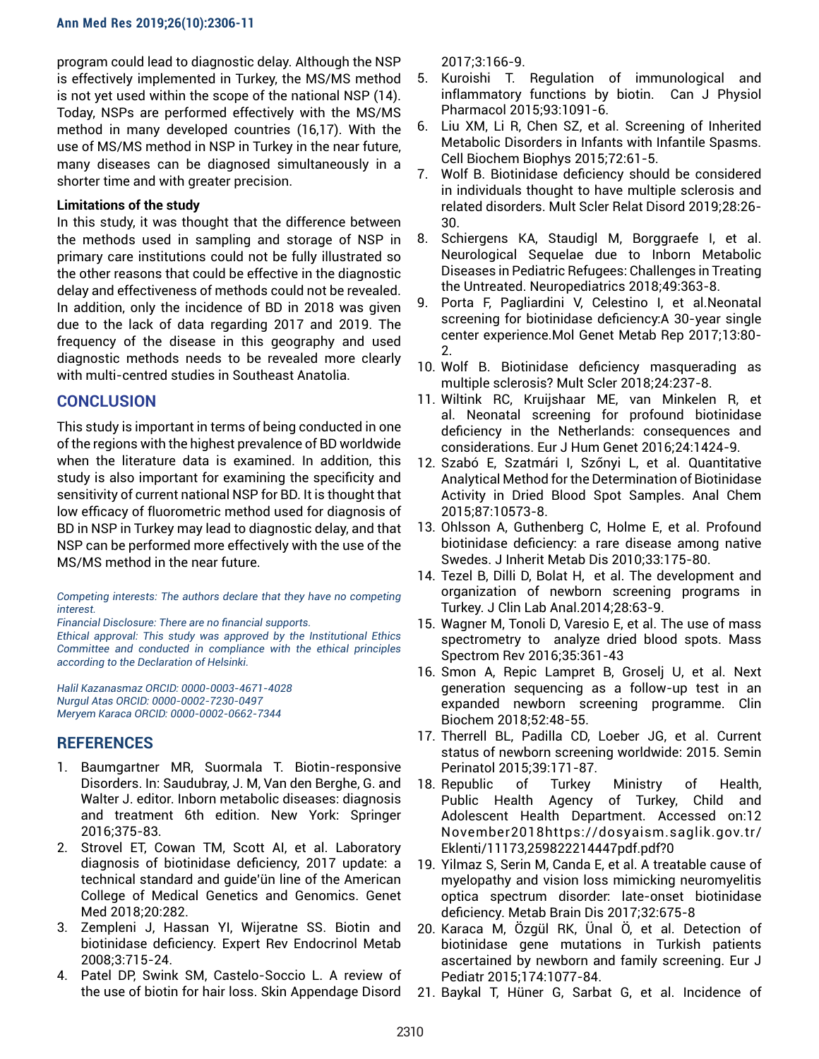program could lead to diagnostic delay. Although the NSP is effectively implemented in Turkey, the MS/MS method is not yet used within the scope of the national NSP (14). Today, NSPs are performed effectively with the MS/MS method in many developed countries (16,17). With the use of MS/MS method in NSP in Turkey in the near future, many diseases can be diagnosed simultaneously in a shorter time and with greater precision.

**Limitations of the study**

In this study, it was thought that the difference between the methods used in sampling and storage of NSP in primary care institutions could not be fully illustrated so the other reasons that could be effective in the diagnostic delay and effectiveness of methods could not be revealed. In addition, only the incidence of BD in 2018 was given due to the lack of data regarding 2017 and 2019. The frequency of the disease in this geography and used diagnostic methods needs to be revealed more clearly with multi-centred studies in Southeast Anatolia.

## CONCLUSION

This study is important in terms of being conducted in one of the regions with the highest prevalence of BD worldwide when the literature data is examined. In addition, this study is also important for examining the specificity and sensitivity of current national NSP for BD. It is thought that low efficacy of fluorometric method used for diagnosis of BD in NSP in Turkey may lead to diagnostic delay, and that NSP can be performed more effectively with the use of the MS/MS method in the near future.

*Competing interests: The authors declare that they have no competing interest.*
*Financial Disclosure: There are no financial supports.*
*Ethical approval: This study was approved by the Institutional Ethics Committee and conducted in compliance with the ethical principles according to the Declaration of Helsinki.*

*Halil Kazanasmaz ORCID: 0000-0003-4671-4028*
*Nurgul Atas ORCID: 0000-0002-7230-0497*
*Meryem Karaca ORCID: 0000-0002-0662-7344*

## REFERENCES

1. Baumgartner MR, Suormala T. Biotin-responsive Disorders. In: Saudubray, J. M, Van den Berghe, G. and Walter J. editor. Inborn metabolic diseases: diagnosis and treatment 6th edition. New York: Springer 2016;375-83.
2. Strovel ET, Cowan TM, Scott AI, et al. Laboratory diagnosis of biotinidase deficiency, 2017 update: a technical standard and guide'ün line of the American College of Medical Genetics and Genomics. Genet Med 2018;20:282.
3. Zempleni J, Hassan YI, Wijeratne SS. Biotin and biotinidase deficiency. Expert Rev Endocrinol Metab 2008;3:715-24.
4. Patel DP, Swink SM, Castelo-Soccio L. A review of the use of biotin for hair loss. Skin Appendage Disord 2017;3:166-9.
5. Kuroishi T. Regulation of immunological and inflammatory functions by biotin. Can J Physiol Pharmacol 2015;93:1091-6.
6. Liu XM, Li R, Chen SZ, et al. Screening of Inherited Metabolic Disorders in Infants with Infantile Spasms. Cell Biochem Biophys 2015;72:61-5.
7. Wolf B. Biotinidase deficiency should be considered in individuals thought to have multiple sclerosis and related disorders. Mult Scler Relat Disord 2019;28:26-30.
8. Schiergens KA, Staudigl M, Borggraefe I, et al. Neurological Sequelae due to Inborn Metabolic Diseases in Pediatric Refugees: Challenges in Treating the Untreated. Neuropediatrics 2018;49:363-8.
9. Porta F, Pagliardini V, Celestino I, et al.Neonatal screening for biotinidase deficiency:A 30-year single center experience.Mol Genet Metab Rep 2017;13:80-2.
10. Wolf B. Biotinidase deficiency masquerading as multiple sclerosis? Mult Scler 2018;24:237-8.
11. Wiltink RC, Kruijshaar ME, van Minkelen R, et al. Neonatal screening for profound biotinidase deficiency in the Netherlands: consequences and considerations. Eur J Hum Genet 2016;24:1424-9.
12. Szabó E, Szatmári I, Szőnyi L, et al. Quantitative Analytical Method for the Determination of Biotinidase Activity in Dried Blood Spot Samples. Anal Chem 2015;87:10573-8.
13. Ohlsson A, Guthenberg C, Holme E, et al. Profound biotinidase deficiency: a rare disease among native Swedes. J Inherit Metab Dis 2010;33:175-80.
14. Tezel B, Dilli D, Bolat H, et al. The development and organization of newborn screening programs in Turkey. J Clin Lab Anal.2014;28:63-9.
15. Wagner M, Tonoli D, Varesio E, et al. The use of mass spectrometry to analyze dried blood spots. Mass Spectrom Rev 2016;35:361-43
16. Smon A, Repic Lampret B, Groselj U, et al. Next generation sequencing as a follow-up test in an expanded newborn screening programme. Clin Biochem 2018;52:48-55.
17. Therrell BL, Padilla CD, Loeber JG, et al. Current status of newborn screening worldwide: 2015. Semin Perinatol 2015;39:171-87.
18. Republic of Turkey Ministry of Health, Public Health Agency of Turkey, Child and Adolescent Health Department. Accessed on:12 November2018https://dosyaism.saglik.gov.tr/Eklenti/11173,259822214447pdf.pdf?0
19. Yilmaz S, Serin M, Canda E, et al. A treatable cause of myelopathy and vision loss mimicking neuromyelitis optica spectrum disorder: late-onset biotinidase deficiency. Metab Brain Dis 2017;32:675-8
20. Karaca M, Özgül RK, Ünal Ö, et al. Detection of biotinidase gene mutations in Turkish patients ascertained by newborn and family screening. Eur J Pediatr 2015;174:1077-84.
21. Baykal T, Hüner G, Sarbat G, et al. Incidence of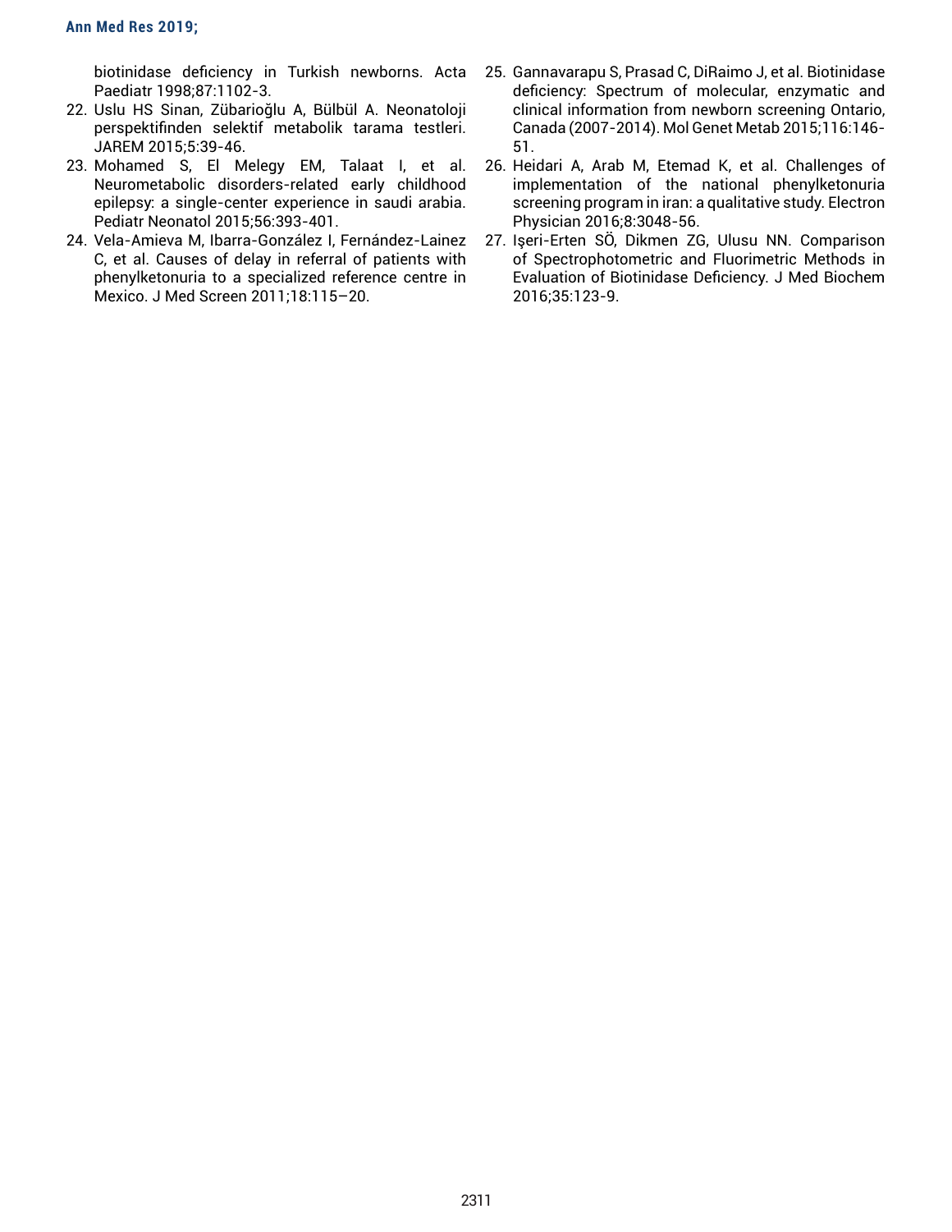biotinidase deficiency in Turkish newborns. Acta Paediatr 1998;87:1102-3.

22. Uslu HS Sinan, Zübarioğlu A, Bülbül A. Neonatoloji perspektifinden selektif metabolik tarama testleri. JAREM 2015;5:39-46.
23. Mohamed S, El Melegy EM, Talaat I, et al. Neurometabolic disorders-related early childhood epilepsy: a single-center experience in saudi arabia. Pediatr Neonatol 2015;56:393-401.
24. Vela-Amieva M, Ibarra-González I, Fernández-Lainez C, et al. Causes of delay in referral of patients with phenylketonuria to a specialized reference centre in Mexico. J Med Screen 2011;18:115–20.
25. Gannavarapu S, Prasad C, DiRaimo J, et al. Biotinidase deficiency: Spectrum of molecular, enzymatic and clinical information from newborn screening Ontario, Canada (2007-2014). Mol Genet Metab 2015;116:146-51.
26. Heidari A, Arab M, Etemad K, et al. Challenges of implementation of the national phenylketonuria screening program in iran: a qualitative study. Electron Physician 2016;8:3048-56.
27. Işeri-Erten SÖ, Dikmen ZG, Ulusu NN. Comparison of Spectrophotometric and Fluorimetric Methods in Evaluation of Biotinidase Deficiency. J Med Biochem 2016;35:123-9.